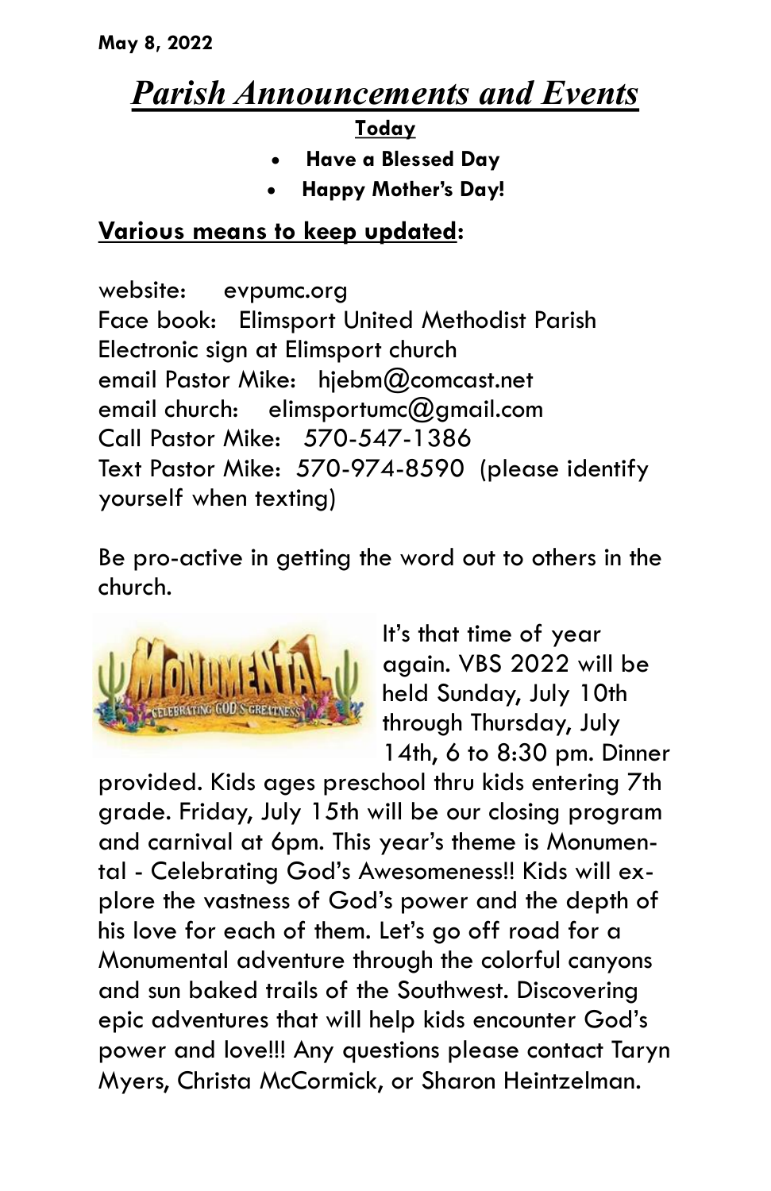**May 8, 2022**

# ***Parish Announcements and Events***

**Today**

- **Have a Blessed Day**
- **Happy Mother's Day!**

**Various means to keep updated:**

website: evpumc.org
Face book: Elimsport United Methodist Parish
Electronic sign at Elimsport church
email Pastor Mike: hjebm@comcast.net
email church: elimsportumc@gmail.com
Call Pastor Mike: 570-547-1386
Text Pastor Mike: 570-974-8590 (please identify yourself when texting)

Be pro-active in getting the word out to others in the church.

It's that time of year again. VBS 2022 will be held Sunday, July 10th through Thursday, July 14th, 6 to 8:30 pm. Dinner provided. Kids ages preschool thru kids entering 7th grade. Friday, July 15th will be our closing program and carnival at 6pm. This year's theme is Monumental - Celebrating God's Awesomeness!! Kids will explore the vastness of God's power and the depth of his love for each of them. Let's go off road for a Monumental adventure through the colorful canyons and sun baked trails of the Southwest. Discovering epic adventures that will help kids encounter God's power and love!!! Any questions please contact Taryn Myers, Christa McCormick, or Sharon Heintzelman.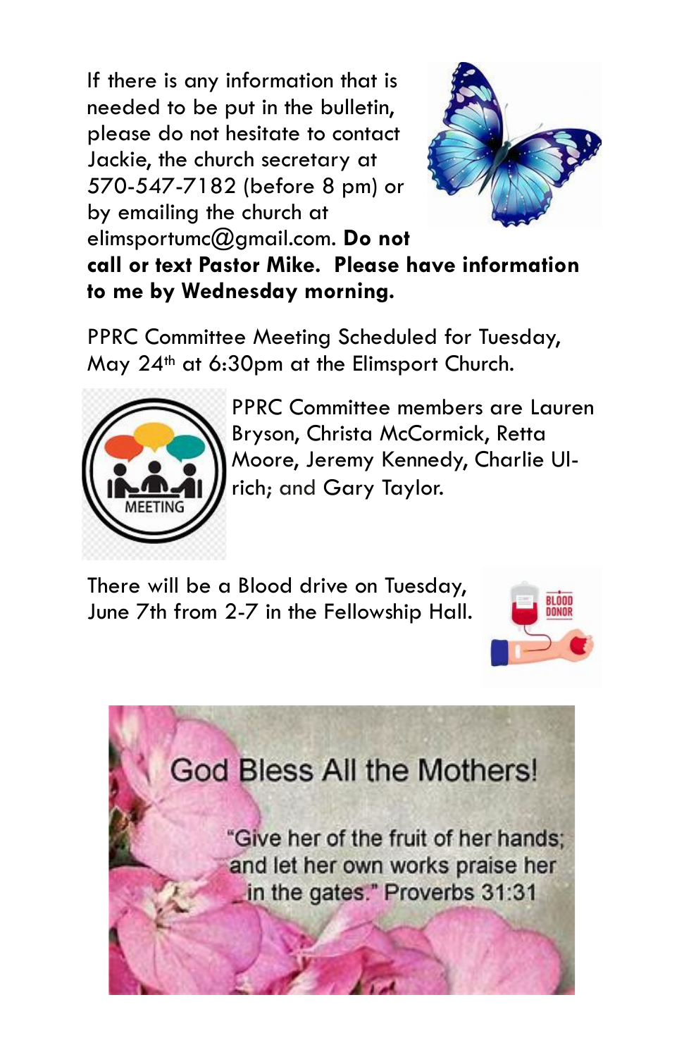If there is any information that is needed to be put in the bulletin, please do not hesitate to contact Jackie, the church secretary at 570-547-7182 (before 8 pm) or by emailing the church at elimsportumc@gmail.com. **Do not call or text Pastor Mike. Please have information to me by Wednesday morning.**

PPRC Committee Meeting Scheduled for Tuesday, May 24th at 6:30pm at the Elimsport Church.

PPRC Committee members are Lauren Bryson, Christa McCormick, Retta Moore, Jeremy Kennedy, Charlie Ulrich; and Gary Taylor.

There will be a Blood drive on Tuesday, June 7th from 2-7 in the Fellowship Hall.

God Bless All the Mothers!

"Give her of the fruit of her hands; and let her own works praise her in the gates." Proverbs 31:31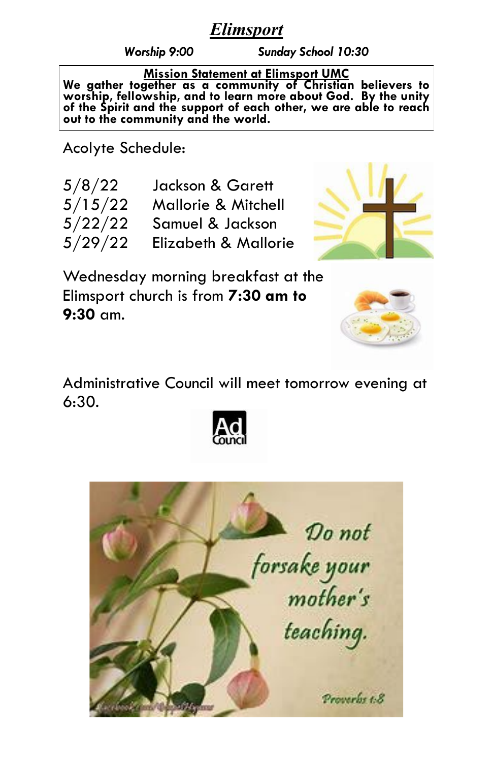# *Elimsport*

***Worship 9:00*** ***Sunday School 10:30***

**Mission Statement at Elimsport UMC**

**We gather together as a community of Christian believers to worship, fellowship, and to learn more about God. By the unity of the Spirit and the support of each other, we are able to reach out to the community and the world.**

Acolyte Schedule:

| | |
|---|---|
| 5/8/22 | Jackson & Garett |
| 5/15/22 | Mallorie & Mitchell |
| 5/22/22 | Samuel & Jackson |
| 5/29/22 | Elizabeth & Mallorie |

Wednesday morning breakfast at the Elimsport church is from **7:30 am to 9:30** am.

Administrative Council will meet tomorrow evening at 6:30.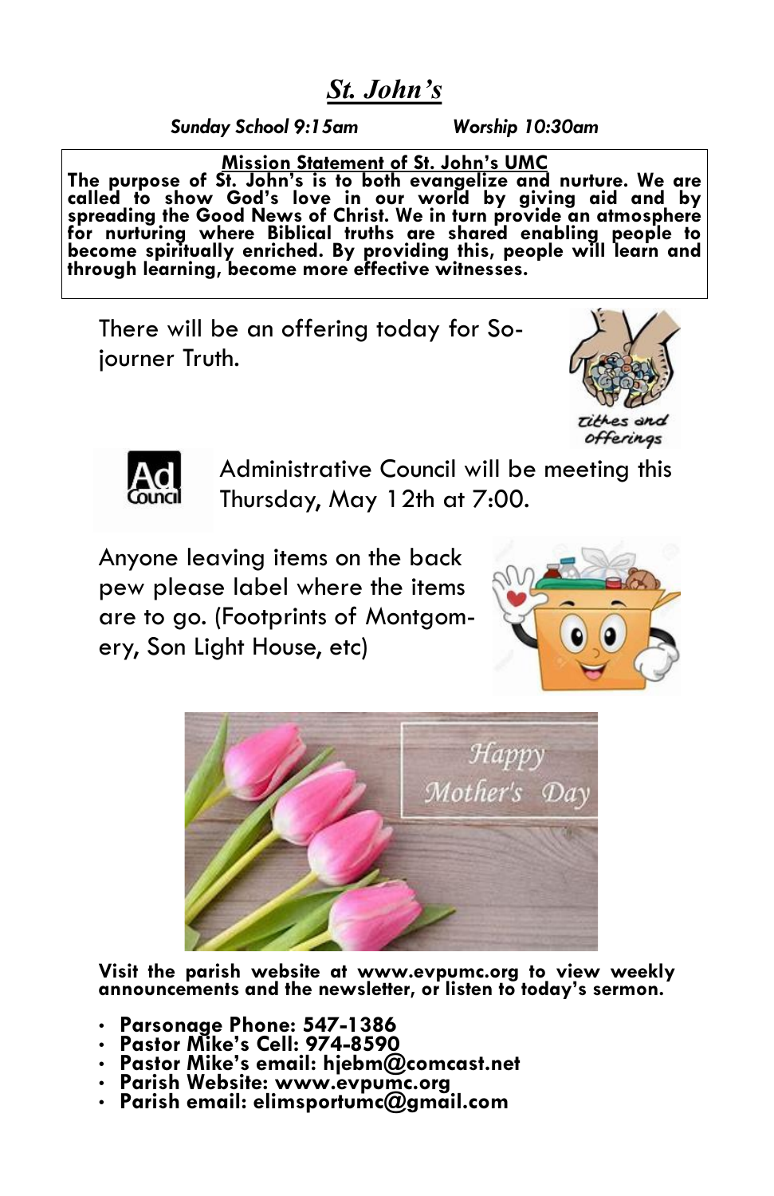# *St. John's*

*Sunday School 9:15am* *Worship 10:30am*

**Mission Statement of St. John's UMC**

**The purpose of St. John's is to both evangelize and nurture. We are called to show God's love in our world by giving aid and by spreading the Good News of Christ. We in turn provide an atmosphere for nurturing where Biblical truths are shared enabling people to become spiritually enriched. By providing this, people will learn and through learning, become more effective witnesses.**

There will be an offering today for Sojourner Truth.

Tithes and offerings

Administrative Council will be meeting this Thursday, May 12th at 7:00.

Anyone leaving items on the back pew please label where the items are to go. (Footprints of Montgomery, Son Light House, etc)

Happy Mother's Day

**Visit the parish website at www.evpumc.org to view weekly announcements and the newsletter, or listen to today's sermon.**

- **Parsonage Phone: 547-1386**
- **Pastor Mike's Cell: 974-8590**
- **Pastor Mike's email: hjebm@comcast.net**
- **Parish Website: www.evpumc.org**
- **Parish email: elimsportumc@gmail.com**